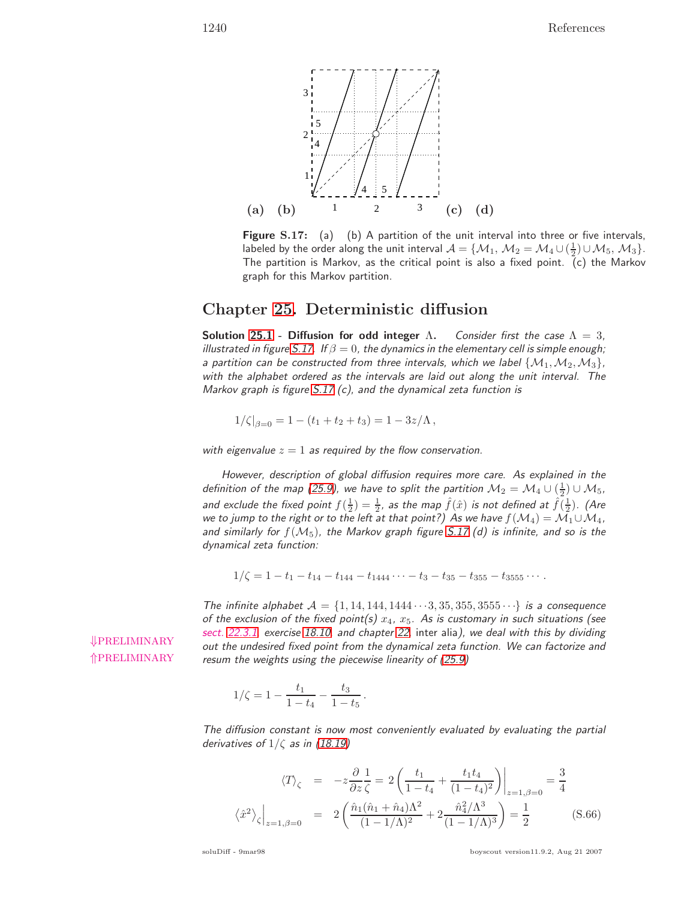(a) (b) (c) (d)

**Figure S.17:** (a) (b) A partition of the unit interval into three or five intervals, labeled by the order along the unit interval $\mathcal{A} = \{\mathcal{M}_1, \mathcal{M}_2 = \mathcal{M}_4 \cup (\frac{1}{2}) \cup \mathcal{M}_5, \mathcal{M}_3\}$. The partition is Markov, as the critical point is also a fixed point. (c) the Markov graph for this Markov partition.

## Chapter 25. Deterministic diffusion

**Solution 25.1 - Diffusion for odd integer $\Lambda$.** *Consider first the case $\Lambda = 3$, illustrated in figure S.17. If $\beta = 0$, the dynamics in the elementary cell is simple enough; a partition can be constructed from three intervals, which we label $\{\mathcal{M}_1, \mathcal{M}_2, \mathcal{M}_3\}$, with the alphabet ordered as the intervals are laid out along the unit interval. The Markov graph is figure S.17 (c), and the dynamical zeta function is*

$$1/\zeta|_{\beta=0} = 1 - (t_1 + t_2 + t_3) = 1 - 3z/\Lambda\,,$$

*with eigenvalue $z = 1$ as required by the flow conservation.*

*However, description of global diffusion requires more care. As explained in the definition of the map (25.9), we have to split the partition $\mathcal{M}_2 = \mathcal{M}_4 \cup (\frac{1}{2}) \cup \mathcal{M}_5$, and exclude the fixed point $f(\frac{1}{2}) = \frac{1}{2}$, as the map $\hat{f}(\hat{x})$ is not defined at $\hat{f}(\frac{1}{2})$. (Are we to jump to the right or to the left at that point?) As we have $f(\mathcal{M}_4) = \mathcal{M}_1 \cup \mathcal{M}_4$, and similarly for $f(\mathcal{M}_5)$, the Markov graph figure S.17 (d) is infinite, and so is the dynamical zeta function:*

$$1/\zeta = 1 - t_1 - t_{14} - t_{144} - t_{1444} \cdots - t_3 - t_{35} - t_{355} - t_{3555} \cdots .$$

*The infinite alphabet $\mathcal{A} = \{1, 14, 144, 1444 \cdots 3, 35, 355, 3555 \cdots\}$ is a consequence of the exclusion of the fixed point(s) $x_4$, $x_5$. As is customary in such situations (see sect. 22.3.1, exercise 18.10, and chapter 22 inter alia), we deal with this by dividing out the undesired fixed point from the dynamical zeta function. We can factorize and resum the weights using the piecewise linearity of (25.9)*

$$1/\zeta = 1 - \frac{t_1}{1 - t_4} - \frac{t_3}{1 - t_5}\,.$$

*The diffusion constant is now most conveniently evaluated by evaluating the partial derivatives of $1/\zeta$ as in (18.19)*

$$\begin{aligned}
\langle T \rangle_\zeta &= -z\frac{\partial}{\partial z}\frac{1}{\zeta} = 2\left(\frac{t_1}{1-t_4} + \frac{t_1 t_4}{(1-t_4)^2}\right)\bigg|_{z=1,\beta=0} = \frac{3}{4} \\
\left\langle \hat{x}^2 \right\rangle_\zeta\Big|_{z=1,\beta=0} &= 2\left(\frac{\hat{n}_1(\hat{n}_1 + \hat{n}_4)\Lambda^2}{(1-1/\Lambda)^2} + 2\frac{\hat{n}_4^2/\Lambda^3}{(1-1/\Lambda)^3}\right) = \frac{1}{2}
\end{aligned} \qquad \text{(S.66)}$$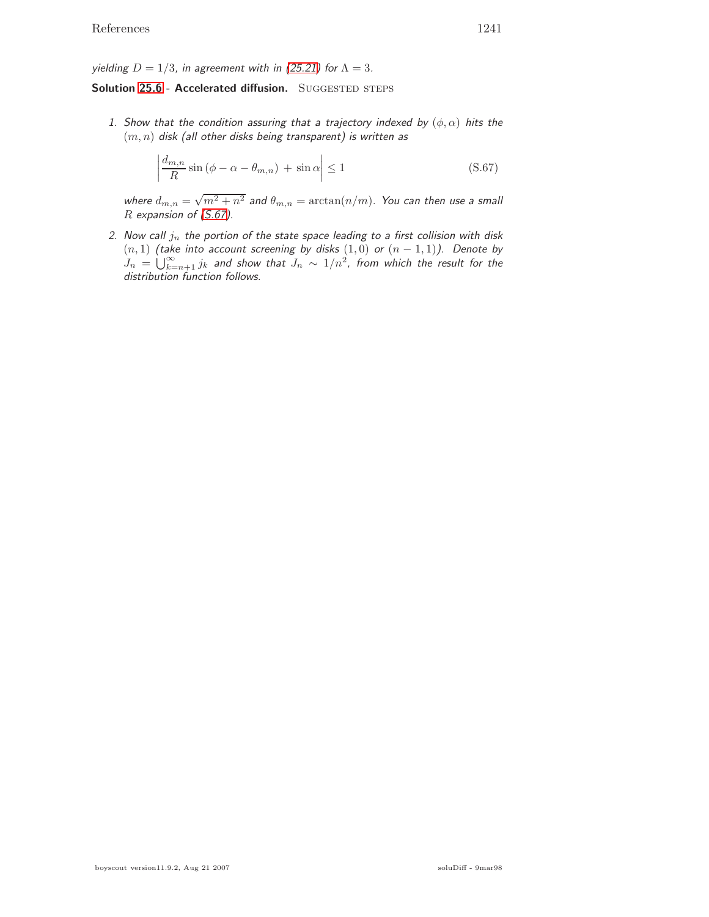*yielding $D = 1/3$, in agreement with in (25.21) for $\Lambda = 3$.*

**Solution 25.6 - Accelerated diffusion.** SUGGESTED STEPS

1. *Show that the condition assuring that a trajectory indexed by $(\phi, \alpha)$ hits the $(m, n)$ disk (all other disks being transparent) is written as*

$$\left| \frac{d_{m,n}}{R} \sin\left(\phi - \alpha - \theta_{m,n}\right) + \sin \alpha \right| \leq 1 \tag{S.67}$$

   *where $d_{m,n} = \sqrt{m^2 + n^2}$ and $\theta_{m,n} = \arctan(n/m)$. You can then use a small $R$ expansion of (S.67).*

2. *Now call $j_n$ the portion of the state space leading to a first collision with disk $(n, 1)$ (take into account screening by disks $(1, 0)$ or $(n-1, 1)$). Denote by $J_n = \bigcup_{k=n+1}^{\infty} j_k$ and show that $J_n \sim 1/n^2$, from which the result for the distribution function follows.*